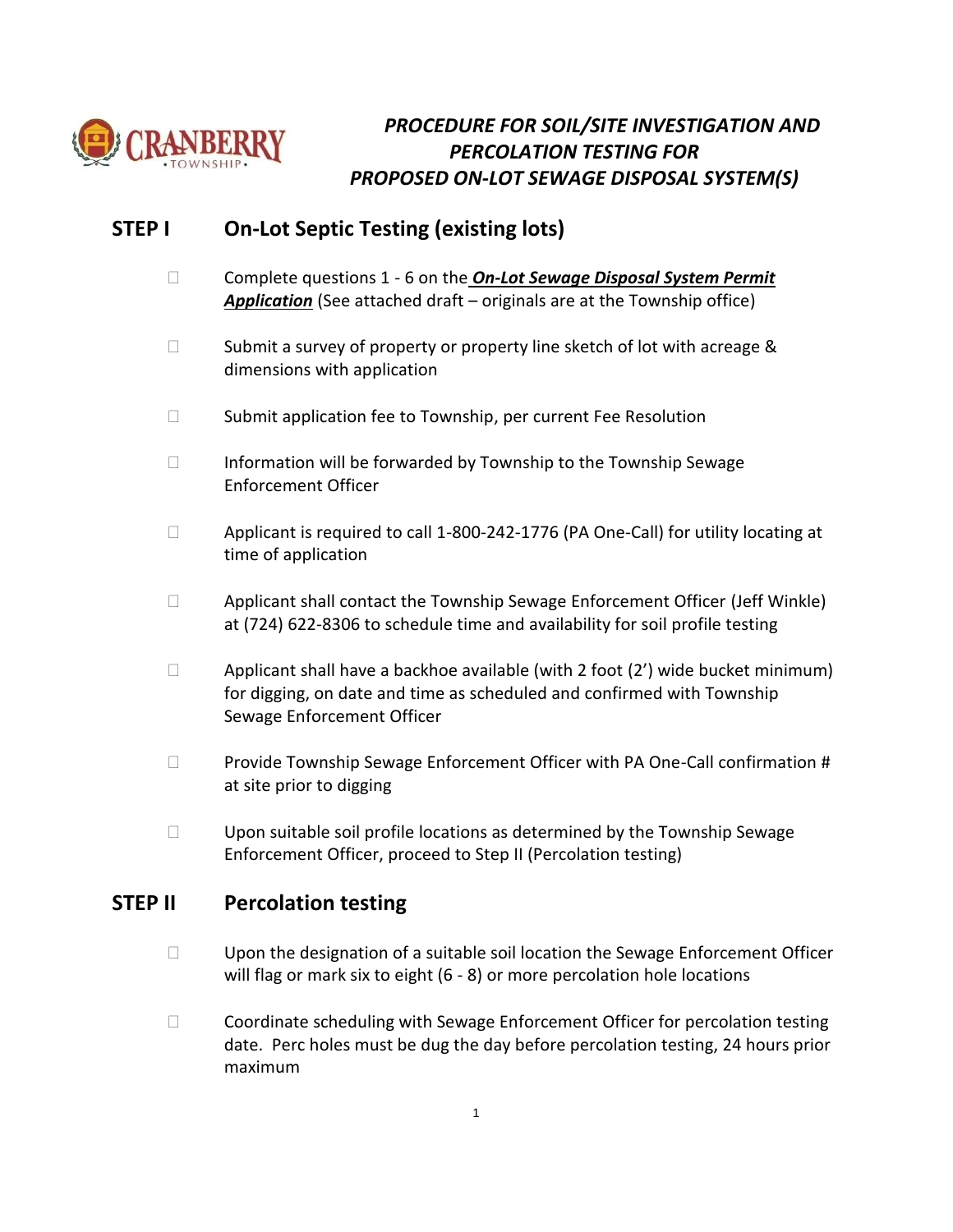# *PROCEDURE FOR SOIL/SITE INVESTIGATION AND PERCOLATION TESTING FOR PROPOSED ON-LOT SEWAGE DISPOSAL SYSTEM(S)*

## STEP I On-Lot Septic Testing (existing lots)

- ☐ Complete questions 1 - 6 on the ***On-Lot Sewage Disposal System Permit Application*** (See attached draft – originals are at the Township office)
- ☐ Submit a survey of property or property line sketch of lot with acreage & dimensions with application
- ☐ Submit application fee to Township, per current Fee Resolution
- ☐ Information will be forwarded by Township to the Township Sewage Enforcement Officer
- ☐ Applicant is required to call 1-800-242-1776 (PA One-Call) for utility locating at time of application
- ☐ Applicant shall contact the Township Sewage Enforcement Officer (Jeff Winkle) at (724) 622-8306 to schedule time and availability for soil profile testing
- ☐ Applicant shall have a backhoe available (with 2 foot (2') wide bucket minimum) for digging, on date and time as scheduled and confirmed with Township Sewage Enforcement Officer
- ☐ Provide Township Sewage Enforcement Officer with PA One-Call confirmation # at site prior to digging
- ☐ Upon suitable soil profile locations as determined by the Township Sewage Enforcement Officer, proceed to Step II (Percolation testing)

## STEP II Percolation testing

- ☐ Upon the designation of a suitable soil location the Sewage Enforcement Officer will flag or mark six to eight (6 - 8) or more percolation hole locations
- ☐ Coordinate scheduling with Sewage Enforcement Officer for percolation testing date. Perc holes must be dug the day before percolation testing, 24 hours prior maximum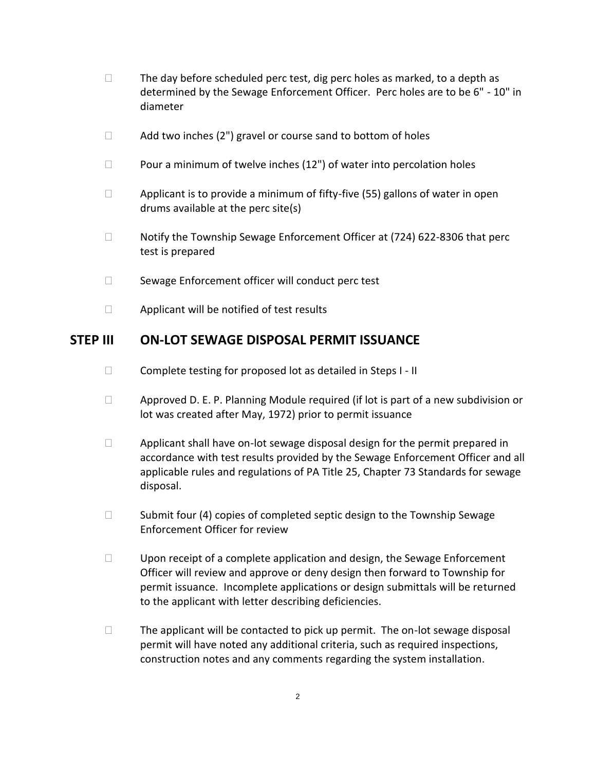- The day before scheduled perc test, dig perc holes as marked, to a depth as determined by the Sewage Enforcement Officer. Perc holes are to be 6" - 10" in diameter
- Add two inches (2") gravel or course sand to bottom of holes
- Pour a minimum of twelve inches (12") of water into percolation holes
- Applicant is to provide a minimum of fifty-five (55) gallons of water in open drums available at the perc site(s)
- Notify the Township Sewage Enforcement Officer at (724) 622-8306 that perc test is prepared
- Sewage Enforcement officer will conduct perc test
- Applicant will be notified of test results

## STEP III ON-LOT SEWAGE DISPOSAL PERMIT ISSUANCE

- Complete testing for proposed lot as detailed in Steps I - II
- Approved D. E. P. Planning Module required (if lot is part of a new subdivision or lot was created after May, 1972) prior to permit issuance
- Applicant shall have on-lot sewage disposal design for the permit prepared in accordance with test results provided by the Sewage Enforcement Officer and all applicable rules and regulations of PA Title 25, Chapter 73 Standards for sewage disposal.
- Submit four (4) copies of completed septic design to the Township Sewage Enforcement Officer for review
- Upon receipt of a complete application and design, the Sewage Enforcement Officer will review and approve or deny design then forward to Township for permit issuance. Incomplete applications or design submittals will be returned to the applicant with letter describing deficiencies.
- The applicant will be contacted to pick up permit. The on-lot sewage disposal permit will have noted any additional criteria, such as required inspections, construction notes and any comments regarding the system installation.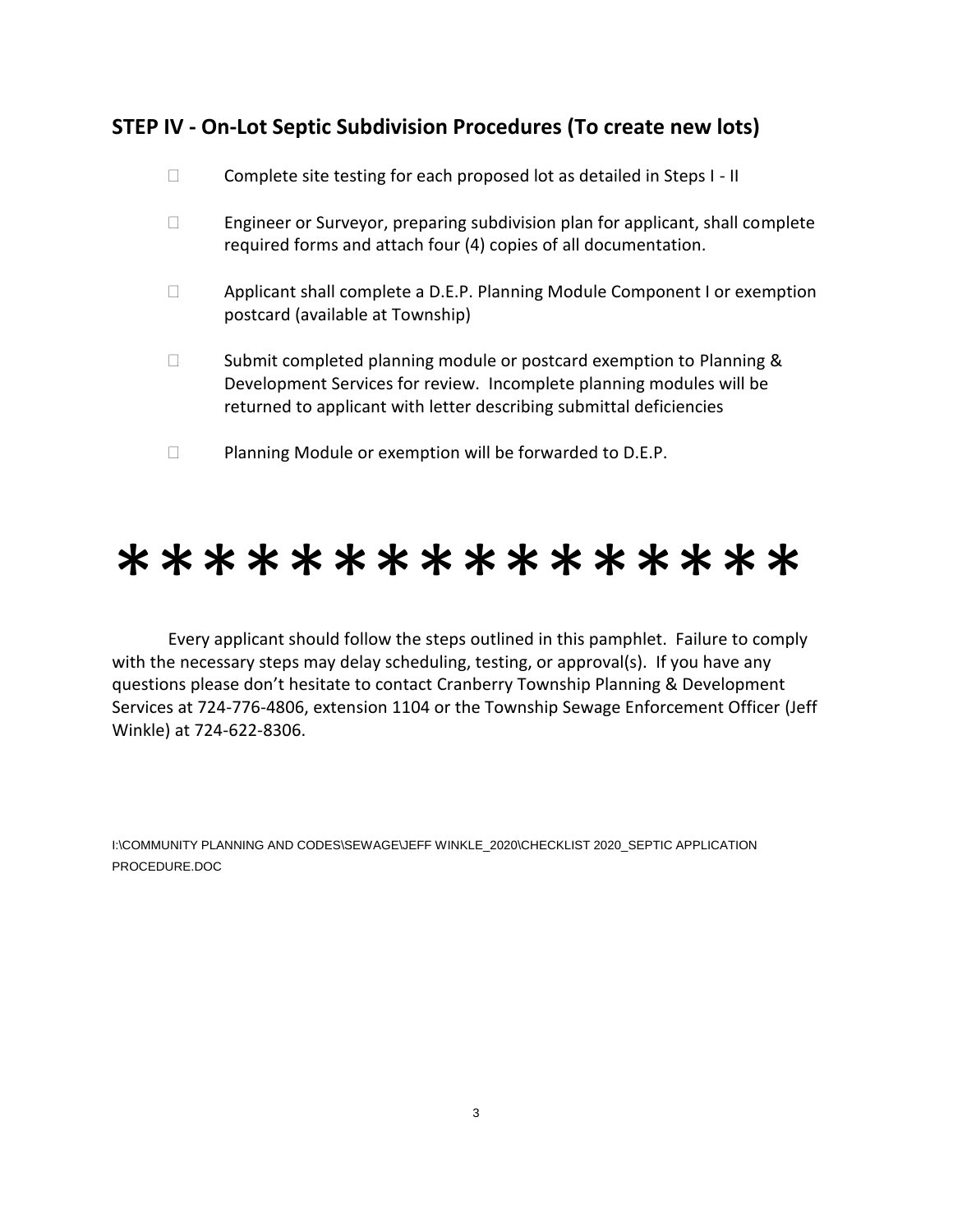## STEP IV - On-Lot Septic Subdivision Procedures (To create new lots)

- Complete site testing for each proposed lot as detailed in Steps I - II
- Engineer or Surveyor, preparing subdivision plan for applicant, shall complete required forms and attach four (4) copies of all documentation.
- Applicant shall complete a D.E.P. Planning Module Component I or exemption postcard (available at Township)
- Submit completed planning module or postcard exemption to Planning & Development Services for review. Incomplete planning modules will be returned to applicant with letter describing submittal deficiencies
- Planning Module or exemption will be forwarded to D.E.P.

****************

Every applicant should follow the steps outlined in this pamphlet. Failure to comply with the necessary steps may delay scheduling, testing, or approval(s). If you have any questions please don't hesitate to contact Cranberry Township Planning & Development Services at 724-776-4806, extension 1104 or the Township Sewage Enforcement Officer (Jeff Winkle) at 724-622-8306.

I:\COMMUNITY PLANNING AND CODES\SEWAGE\JEFF WINKLE_2020\CHECKLIST 2020_SEPTIC APPLICATION PROCEDURE.DOC